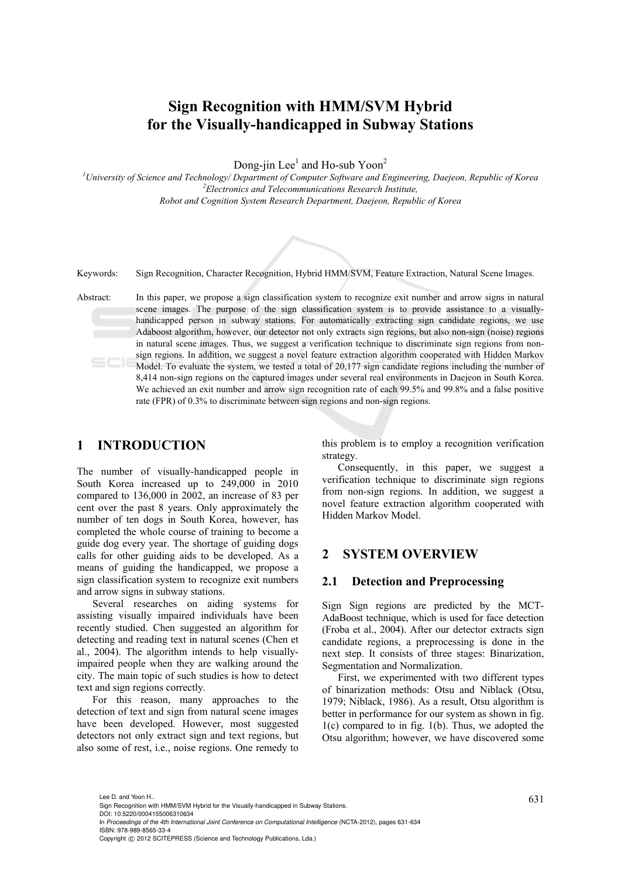# Sign Recognition with HMM/SVM Hybrid for the Visually-handicapped in Subway Stations

Dong-jin Lee[1] and Ho-sub Yoon[2]

[1]University of Science and Technology/ Department of Computer Software and Engineering, Daejeon, Republic of Korea
[2]Electronics and Telecommunications Research Institute, Robot and Cognition System Research Department, Daejeon, Republic of Korea

Keywords: Sign Recognition, Character Recognition, Hybrid HMM/SVM, Feature Extraction, Natural Scene Images.

Abstract: In this paper, we propose a sign classification system to recognize exit number and arrow signs in natural scene images. The purpose of the sign classification system is to provide assistance to a visually-handicapped person in subway stations. For automatically extracting sign candidate regions, we use Adaboost algorithm, however, our detector not only extracts sign regions, but also non-sign (noise) regions in natural scene images. Thus, we suggest a verification technique to discriminate sign regions from non-sign regions. In addition, we suggest a novel feature extraction algorithm cooperated with Hidden Markov Model. To evaluate the system, we tested a total of 20,177 sign candidate regions including the number of 8,414 non-sign regions on the captured images under several real environments in Daejeon in South Korea. We achieved an exit number and arrow sign recognition rate of each 99.5% and 99.8% and a false positive rate (FPR) of 0.3% to discriminate between sign regions and non-sign regions.

## 1 INTRODUCTION

The number of visually-handicapped people in South Korea increased up to 249,000 in 2010 compared to 136,000 in 2002, an increase of 83 per cent over the past 8 years. Only approximately the number of ten dogs in South Korea, however, has completed the whole course of training to become a guide dog every year. The shortage of guiding dogs calls for other guiding aids to be developed. As a means of guiding the handicapped, we propose a sign classification system to recognize exit numbers and arrow signs in subway stations.

Several researches on aiding systems for assisting visually impaired individuals have been recently studied. Chen suggested an algorithm for detecting and reading text in natural scenes (Chen et al., 2004). The algorithm intends to help visually-impaired people when they are walking around the city. The main topic of such studies is how to detect text and sign regions correctly.

For this reason, many approaches to the detection of text and sign from natural scene images have been developed. However, most suggested detectors not only extract sign and text regions, but also some of rest, i.e., noise regions. One remedy to this problem is to employ a recognition verification strategy.

Consequently, in this paper, we suggest a verification technique to discriminate sign regions from non-sign regions. In addition, we suggest a novel feature extraction algorithm cooperated with Hidden Markov Model.

## 2 SYSTEM OVERVIEW

### 2.1 Detection and Preprocessing

Sign Sign regions are predicted by the MCT-AdaBoost technique, which is used for face detection (Froba et al., 2004). After our detector extracts sign candidate regions, a preprocessing is done in the next step. It consists of three stages: Binarization, Segmentation and Normalization.

First, we experimented with two different types of binarization methods: Otsu and Niblack (Otsu, 1979; Niblack, 1986). As a result, Otsu algorithm is better in performance for our system as shown in fig. 1(c) compared to in fig. 1(b). Thus, we adopted the Otsu algorithm; however, we have discovered some

Lee D. and Yoon H..
Sign Recognition with HMM/SVM Hybrid for the Visually-handicapped in Subway Stations.
DOI: 10.5220/0004155006310634
In *Proceedings of the 4th International Joint Conference on Computational Intelligence* (NCTA-2012), pages 631-634
ISBN: 978-989-8565-33-4
Copyright © 2012 SCITEPRESS (Science and Technology Publications, Lda.)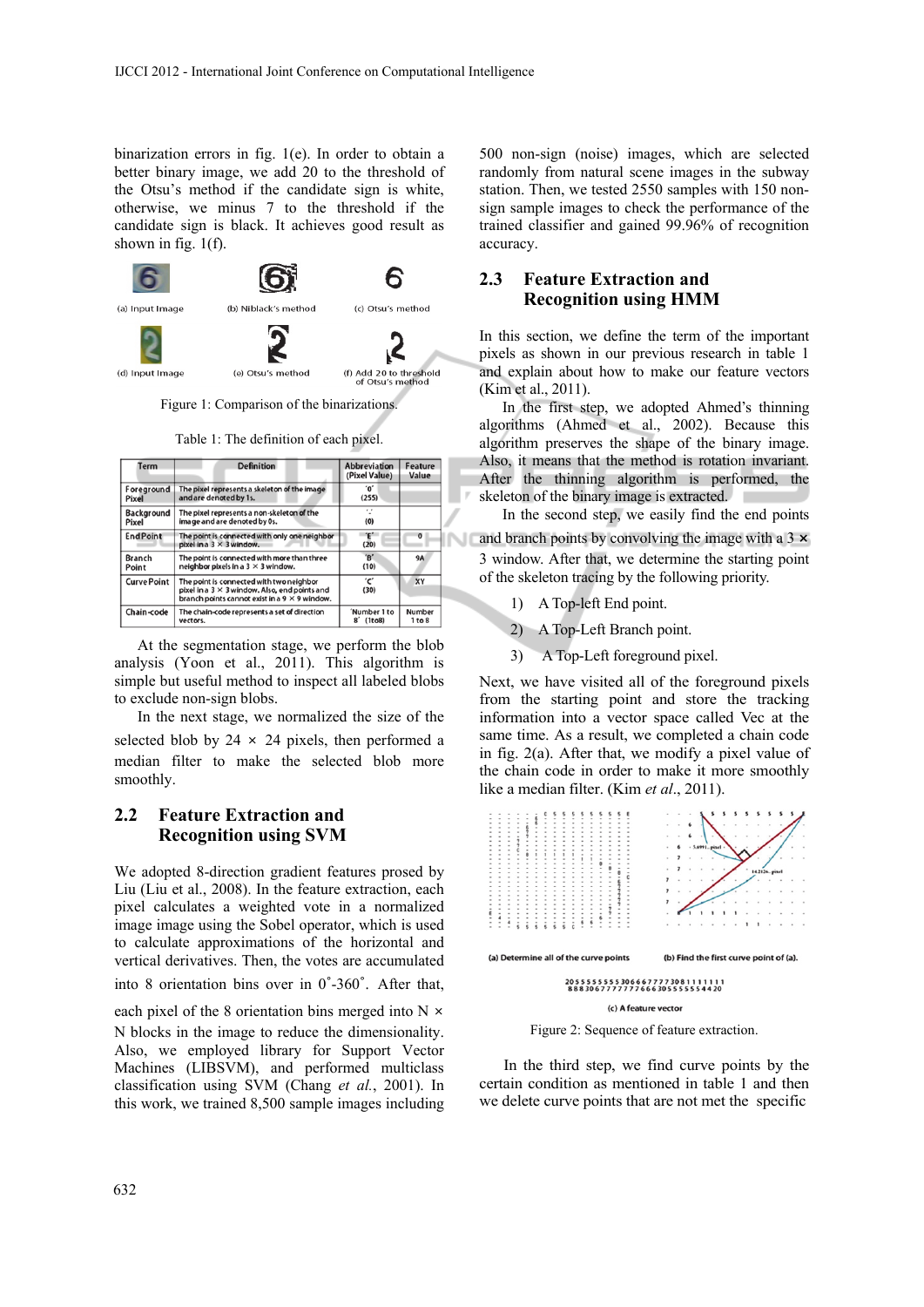binarization errors in fig. 1(e). In order to obtain a better binary image, we add 20 to the threshold of the Otsu's method if the candidate sign is white, otherwise, we minus 7 to the threshold if the candidate sign is black. It achieves good result as shown in fig. 1(f).

Figure 1: Comparison of the binarizations.

Table 1: The definition of each pixel.

| Term | Definition | Abbreviation (Pixel Value) | Feature Value |
|---|---|---|---|
| Foreground Pixel | The pixel represents a skeleton of the image and are denoted by 1s. | 'o' (255) | |
| Background Pixel | The pixel represents a non-skeleton of the image and are denoted by 0s. | '.' (0) | |
| End Point | The point is connected with only one neighbor pixel in a 3 × 3 window. | 'E' (20) | 0 |
| Branch Point | The point is connected with more than three neighbor pixels in a 3 × 3 window. | 'B' (10) | 9A |
| Curve Point | The point is connected with two neighbor pixel in a 3 × 3 window. Also, end points and branch points cannot exist in a 9 × 9 window. | 'C' (30) | XY |
| Chain-code | The chain-code represents a set of direction vectors. | 'Number 1 to 8' (1to8) | Number 1 to 8 |

At the segmentation stage, we perform the blob analysis (Yoon et al., 2011). This algorithm is simple but useful method to inspect all labeled blobs to exclude non-sign blobs.

In the next stage, we normalized the size of the selected blob by 24 × 24 pixels, then performed a median filter to make the selected blob more smoothly.

## 2.2 Feature Extraction and Recognition using SVM

We adopted 8-direction gradient features prosed by Liu (Liu et al., 2008). In the feature extraction, each pixel calculates a weighted vote in a normalized image image using the Sobel operator, which is used to calculate approximations of the horizontal and vertical derivatives. Then, the votes are accumulated into 8 orientation bins over in 0˚-360˚. After that, each pixel of the 8 orientation bins merged into N × N blocks in the image to reduce the dimensionality. Also, we employed library for Support Vector Machines (LIBSVM), and performed multiclass classification using SVM (Chang *et al.*, 2001). In this work, we trained 8,500 sample images including 500 non-sign (noise) images, which are selected randomly from natural scene images in the subway station. Then, we tested 2550 samples with 150 non-sign sample images to check the performance of the trained classifier and gained 99.96% of recognition accuracy.

## 2.3 Feature Extraction and Recognition using HMM

In this section, we define the term of the important pixels as shown in our previous research in table 1 and explain about how to make our feature vectors (Kim et al., 2011).

In the first step, we adopted Ahmed's thinning algorithms (Ahmed et al., 2002). Because this algorithm preserves the shape of the binary image. Also, it means that the method is rotation invariant. After the thinning algorithm is performed, the skeleton of the binary image is extracted.

In the second step, we easily find the end points and branch points by convolving the image with a 3 × 3 window. After that, we determine the starting point of the skeleton tracing by the following priority.

1) A Top-left End point.
2) A Top-Left Branch point.
3) A Top-Left foreground pixel.

Next, we have visited all of the foreground pixels from the starting point and store the tracking information into a vector space called Vec at the same time. As a result, we completed a chain code in fig. 2(a). After that, we modify a pixel value of the chain code in order to make it more smoothly like a median filter. (Kim *et al*., 2011).

Figure 2: Sequence of feature extraction.

In the third step, we find curve points by the certain condition as mentioned in table 1 and then we delete curve points that are not met the specific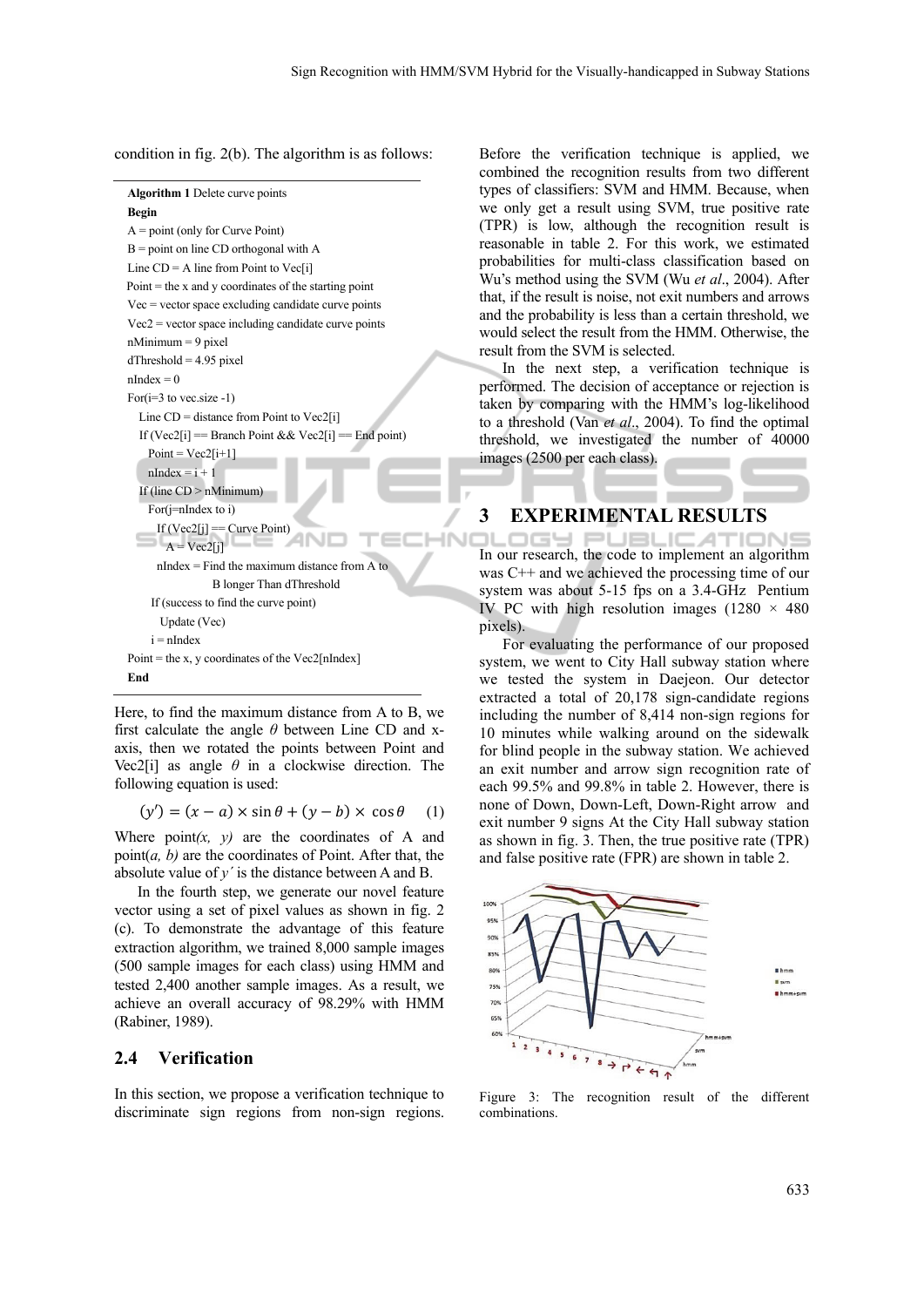condition in fig. 2(b). The algorithm is as follows:

```
Algorithm 1 Delete curve points
Begin
A = point (only for Curve Point)
B = point on line CD orthogonal with A
Line CD = A line from Point to Vec[i]
Point = the x and y coordinates of the starting point
Vec = vector space excluding candidate curve points
Vec2 = vector space including candidate curve points
nMinimum = 9 pixel
dThreshold = 4.95 pixel
nIndex = 0
For(i=3 to vec.size -1)
  Line CD = distance from Point to Vec2[i]
  If (Vec2[i] == Branch Point && Vec2[i] == End point)
    Point = Vec2[i+1]
    nIndex = i + 1
  If (line CD > nMinimum)
    For(j=nIndex to i)
      If (Vec2[j] == Curve Point)
        A = Vec2[j]
      nIndex = Find the maximum distance from A to
               B longer Than dThreshold
    If (success to find the curve point)
      Update (Vec)
    i = nIndex
Point = the x, y coordinates of the Vec2[nIndex]
End
```

Here, to find the maximum distance from A to B, we first calculate the angle $\theta$ between Line CD and x-axis, then we rotated the points between Point and Vec2[i] as angle $\theta$ in a clockwise direction. The following equation is used:

$$(y') = (x - a) \times \sin\theta + (y - b) \times \cos\theta \quad (1)$$

Where point$(x, y)$ are the coordinates of A and point$(a, b)$ are the coordinates of Point. After that, the absolute value of $y'$ is the distance between A and B.

In the fourth step, we generate our novel feature vector using a set of pixel values as shown in fig. 2 (c). To demonstrate the advantage of this feature extraction algorithm, we trained 8,000 sample images (500 sample images for each class) using HMM and tested 2,400 another sample images. As a result, we achieve an overall accuracy of 98.29% with HMM (Rabiner, 1989).

## 2.4 Verification

In this section, we propose a verification technique to discriminate sign regions from non-sign regions. Before the verification technique is applied, we combined the recognition results from two different types of classifiers: SVM and HMM. Because, when we only get a result using SVM, true positive rate (TPR) is low, although the recognition result is reasonable in table 2. For this work, we estimated probabilities for multi-class classification based on Wu's method using the SVM (Wu *et al*., 2004). After that, if the result is noise, not exit numbers and arrows and the probability is less than a certain threshold, we would select the result from the HMM. Otherwise, the result from the SVM is selected.

In the next step, a verification technique is performed. The decision of acceptance or rejection is taken by comparing with the HMM's log-likelihood to a threshold (Van *et al*., 2004). To find the optimal threshold, we investigated the number of 40000 images (2500 per each class).

# 3 EXPERIMENTAL RESULTS

In our research, the code to implement an algorithm was C++ and we achieved the processing time of our system was about 5-15 fps on a 3.4-GHz Pentium IV PC with high resolution images (1280 × 480 pixels).

For evaluating the performance of our proposed system, we went to City Hall subway station where we tested the system in Daejeon. Our detector extracted a total of 20,178 sign-candidate regions including the number of 8,414 non-sign regions for 10 minutes while walking around on the sidewalk for blind people in the subway station. We achieved an exit number and arrow sign recognition rate of each 99.5% and 99.8% in table 2. However, there is none of Down, Down-Left, Down-Right arrow and exit number 9 signs At the City Hall subway station as shown in fig. 3. Then, the true positive rate (TPR) and false positive rate (FPR) are shown in table 2.

Figure 3: The recognition result of the different combinations.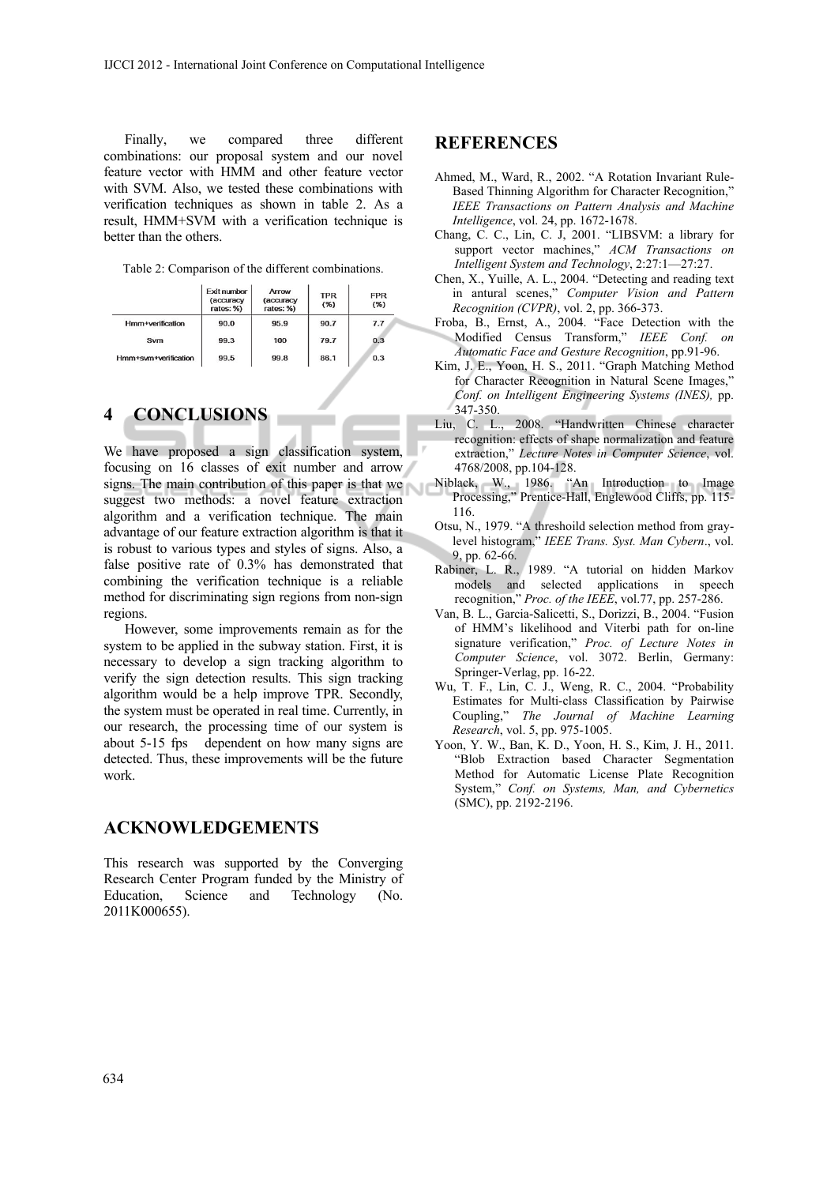Finally, we compared three different combinations: our proposal system and our novel feature vector with HMM and other feature vector with SVM. Also, we tested these combinations with verification techniques as shown in table 2. As a result, HMM+SVM with a verification technique is better than the others.

Table 2: Comparison of the different combinations.

| | Exit number (accuracy rates: %) | Arrow (accuracy rates: %) | TPR (%) | FPR (%) |
|---|---|---|---|---|
| Hmm+verification | 90.0 | 95.9 | 90.7 | 7.7 |
| Svm | 99.3 | 100 | 79.7 | 0.3 |
| Hmm+svm+verification | 99.5 | 99.8 | 86.1 | 0.3 |

## 4 CONCLUSIONS

We have proposed a sign classification system, focusing on 16 classes of exit number and arrow signs. The main contribution of this paper is that we suggest two methods: a novel feature extraction algorithm and a verification technique. The main advantage of our feature extraction algorithm is that it is robust to various types and styles of signs. Also, a false positive rate of 0.3% has demonstrated that combining the verification technique is a reliable method for discriminating sign regions from non-sign regions.

However, some improvements remain as for the system to be applied in the subway station. First, it is necessary to develop a sign tracking algorithm to verify the sign detection results. This sign tracking algorithm would be a help improve TPR. Secondly, the system must be operated in real time. Currently, in our research, the processing time of our system is about 5-15 fps dependent on how many signs are detected. Thus, these improvements will be the future work.

## ACKNOWLEDGEMENTS

This research was supported by the Converging Research Center Program funded by the Ministry of Education, Science and Technology (No. 2011K000655).

## REFERENCES

Ahmed, M., Ward, R., 2002. "A Rotation Invariant Rule-Based Thinning Algorithm for Character Recognition," *IEEE Transactions on Pattern Analysis and Machine Intelligence*, vol. 24, pp. 1672-1678.

Chang, C. C., Lin, C. J, 2001. "LIBSVM: a library for support vector machines," *ACM Transactions on Intelligent System and Technology*, 2:27:1—27:27.

Chen, X., Yuille, A. L., 2004. "Detecting and reading text in antural scenes," *Computer Vision and Pattern Recognition (CVPR)*, vol. 2, pp. 366-373.

Froba, B., Ernst, A., 2004. "Face Detection with the Modified Census Transform," *IEEE Conf. on Automatic Face and Gesture Recognition*, pp.91-96.

Kim, J. E., Yoon, H. S., 2011. "Graph Matching Method for Character Recognition in Natural Scene Images," *Conf. on Intelligent Engineering Systems (INES),* pp. 347-350.

Liu, C. L., 2008. "Handwritten Chinese character recognition: effects of shape normalization and feature extraction," *Lecture Notes in Computer Science*, vol. 4768/2008, pp.104-128.

Niblack, W., 1986. "An Introduction to Image Processing," Prentice-Hall, Englewood Cliffs, pp. 115-116.

Otsu, N., 1979. "A threshoild selection method from gray-level histogram," *IEEE Trans. Syst. Man Cybern*., vol. 9, pp. 62-66.

Rabiner, L. R., 1989. "A tutorial on hidden Markov models and selected applications in speech recognition," *Proc. of the IEEE*, vol.77, pp. 257-286.

Van, B. L., Garcia-Salicetti, S., Dorizzi, B., 2004. "Fusion of HMM's likelihood and Viterbi path for on-line signature verification," *Proc. of Lecture Notes in Computer Science*, vol. 3072. Berlin, Germany: Springer-Verlag, pp. 16-22.

Wu, T. F., Lin, C. J., Weng, R. C., 2004. "Probability Estimates for Multi-class Classification by Pairwise Coupling," *The Journal of Machine Learning Research*, vol. 5, pp. 975-1005.

Yoon, Y. W., Ban, K. D., Yoon, H. S., Kim, J. H., 2011. "Blob Extraction based Character Segmentation Method for Automatic License Plate Recognition System," *Conf. on Systems, Man, and Cybernetics* (SMC), pp. 2192-2196.